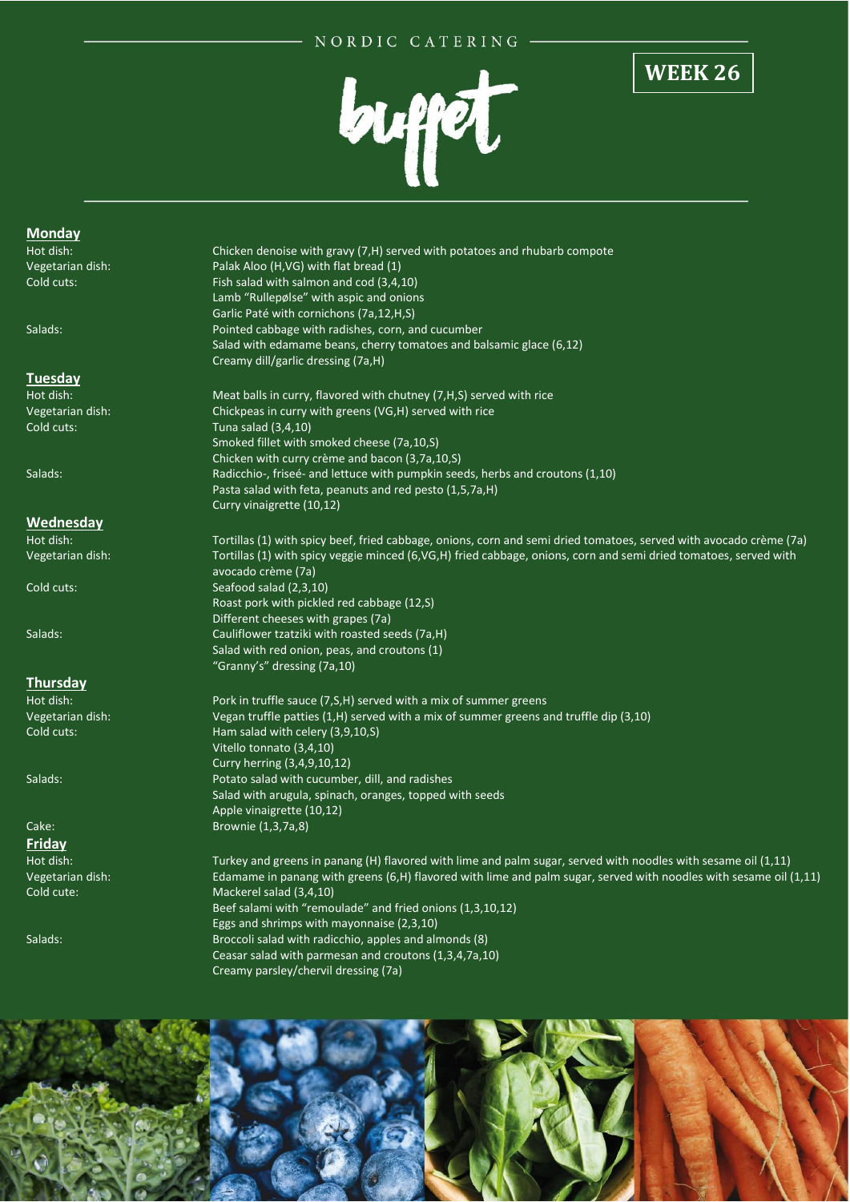NORDIC CATERING

# buffet

**WEEK 26**

## Monday

| | |
|---|---|
| Hot dish: | Chicken denoise with gravy (7,H) served with potatoes and rhubarb compote |
| Vegetarian dish: | Palak Aloo (H,VG) with flat bread (1) |
| Cold cuts: | Fish salad with salmon and cod (3,4,10) |
| | Lamb "Rullepølse" with aspic and onions |
| | Garlic Paté with cornichons (7a,12,H,S) |
| Salads: | Pointed cabbage with radishes, corn, and cucumber |
| | Salad with edamame beans, cherry tomatoes and balsamic glace (6,12) |
| | Creamy dill/garlic dressing (7a,H) |

## Tuesday

| | |
|---|---|
| Hot dish: | Meat balls in curry, flavored with chutney (7,H,S) served with rice |
| Vegetarian dish: | Chickpeas in curry with greens (VG,H) served with rice |
| Cold cuts: | Tuna salad (3,4,10) |
| | Smoked fillet with smoked cheese (7a,10,S) |
| | Chicken with curry crème and bacon (3,7a,10,S) |
| Salads: | Radicchio-, friseé- and lettuce with pumpkin seeds, herbs and croutons (1,10) |
| | Pasta salad with feta, peanuts and red pesto (1,5,7a,H) |
| | Curry vinaigrette (10,12) |

## Wednesday

| | |
|---|---|
| Hot dish: | Tortillas (1) with spicy beef, fried cabbage, onions, corn and semi dried tomatoes, served with avocado crème (7a) |
| Vegetarian dish: | Tortillas (1) with spicy veggie minced (6,VG,H) fried cabbage, onions, corn and semi dried tomatoes, served with avocado crème (7a) |
| Cold cuts: | Seafood salad (2,3,10) |
| | Roast pork with pickled red cabbage (12,S) |
| | Different cheeses with grapes (7a) |
| Salads: | Cauliflower tzatziki with roasted seeds (7a,H) |
| | Salad with red onion, peas, and croutons (1) |
| | "Granny's" dressing (7a,10) |

## Thursday

| | |
|---|---|
| Hot dish: | Pork in truffle sauce (7,S,H) served with a mix of summer greens |
| Vegetarian dish: | Vegan truffle patties (1,H) served with a mix of summer greens and truffle dip (3,10) |
| Cold cuts: | Ham salad with celery (3,9,10,S) |
| | Vitello tonnato (3,4,10) |
| | Curry herring (3,4,9,10,12) |
| Salads: | Potato salad with cucumber, dill, and radishes |
| | Salad with arugula, spinach, oranges, topped with seeds |
| | Apple vinaigrette (10,12) |
| Cake: | Brownie (1,3,7a,8) |

## Friday

| | |
|---|---|
| Hot dish: | Turkey and greens in panang (H) flavored with lime and palm sugar, served with noodles with sesame oil (1,11) |
| Vegetarian dish: | Edamame in panang with greens (6,H) flavored with lime and palm sugar, served with noodles with sesame oil (1,11) |
| Cold cute: | Mackerel salad (3,4,10) |
| | Beef salami with "remoulade" and fried onions (1,3,10,12) |
| | Eggs and shrimps with mayonnaise (2,3,10) |
| Salads: | Broccoli salad with radicchio, apples and almonds (8) |
| | Ceasar salad with parmesan and croutons (1,3,4,7a,10) |
| | Creamy parsley/chervil dressing (7a) |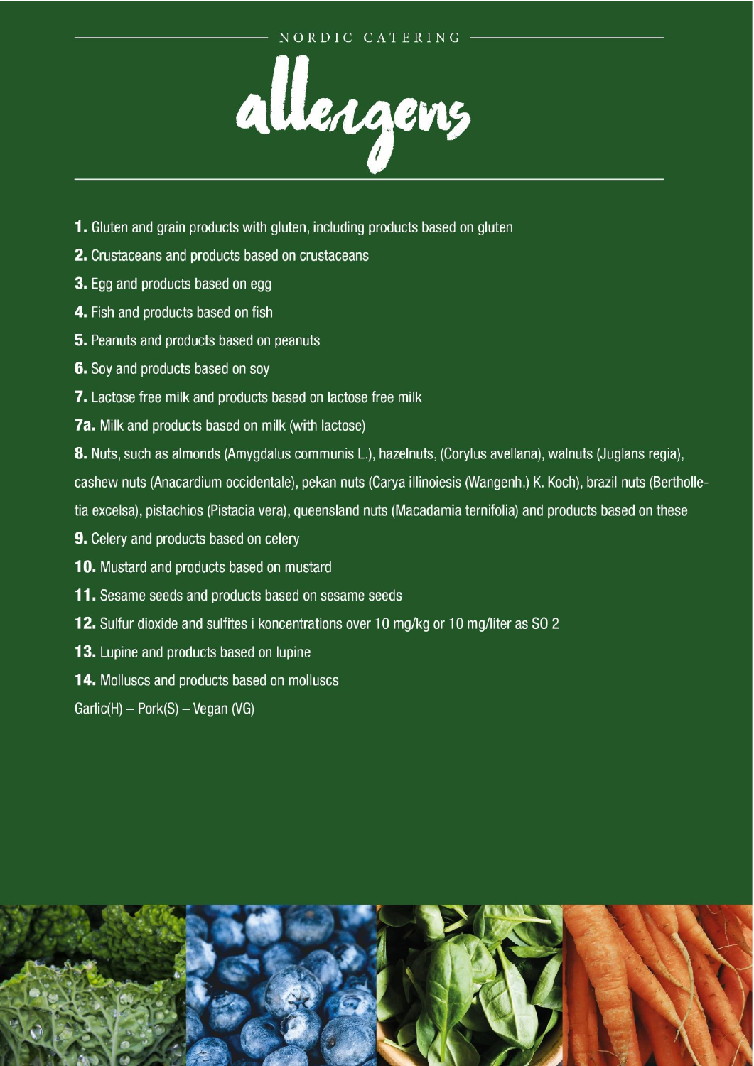NORDIC CATERING

# allergens

**1.** Gluten and grain products with gluten, including products based on gluten

**2.** Crustaceans and products based on crustaceans

**3.** Egg and products based on egg

**4.** Fish and products based on fish

**5.** Peanuts and products based on peanuts

**6.** Soy and products based on soy

**7.** Lactose free milk and products based on lactose free milk

**7a.** Milk and products based on milk (with lactose)

**8.** Nuts, such as almonds (Amygdalus communis L.), hazelnuts, (Corylus avellana), walnuts (Juglans regia), cashew nuts (Anacardium occidentale), pekan nuts (Carya illinoiesis (Wangenh.) K. Koch), brazil nuts (Bertholletia excelsa), pistachios (Pistacia vera), queensland nuts (Macadamia ternifolia) and products based on these

**9.** Celery and products based on celery

**10.** Mustard and products based on mustard

**11.** Sesame seeds and products based on sesame seeds

**12.** Sulfur dioxide and sulfites i koncentrations over 10 mg/kg or 10 mg/liter as SO 2

**13.** Lupine and products based on lupine

**14.** Molluscs and products based on molluscs

Garlic(H) – Pork(S) – Vegan (VG)